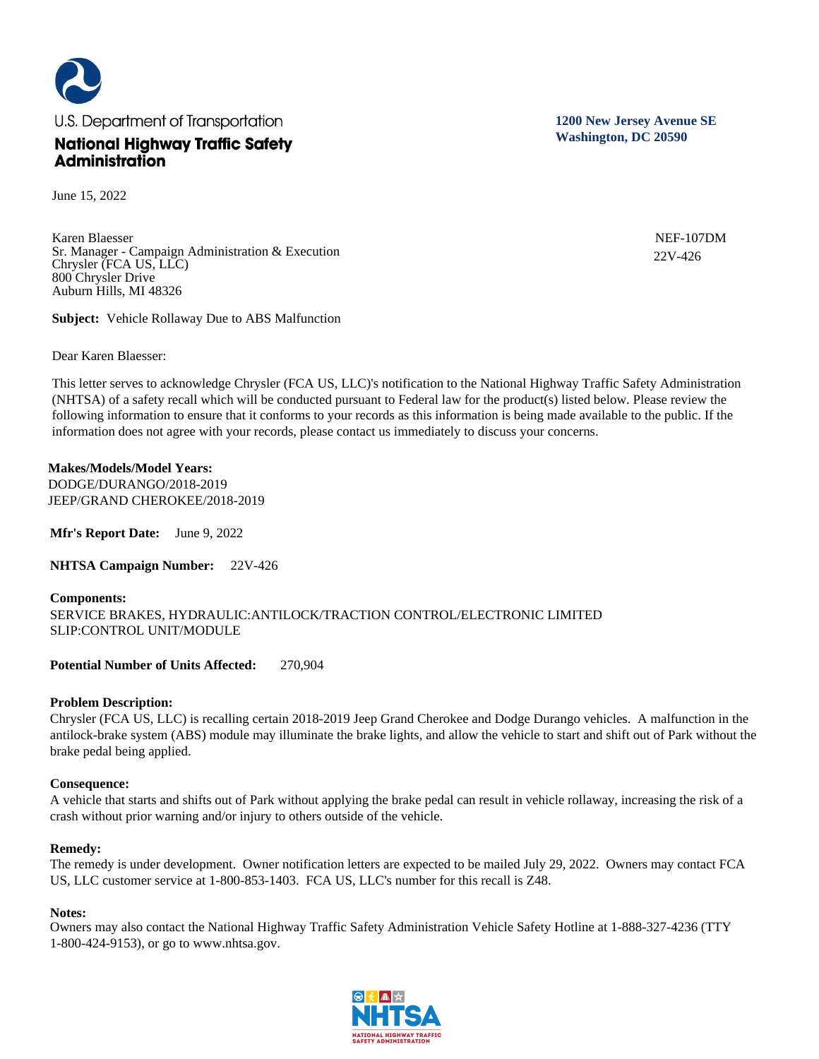U.S. Department of Transportation

**National Highway Traffic Safety Administration**

**1200 New Jersey Avenue SE**
**Washington, DC 20590**

June 15, 2022

Karen Blaesser
Sr. Manager - Campaign Administration & Execution
Chrysler (FCA US, LLC)
800 Chrysler Drive
Auburn Hills, MI 48326

NEF-107DM
22V-426

**Subject:** Vehicle Rollaway Due to ABS Malfunction

Dear Karen Blaesser:

This letter serves to acknowledge Chrysler (FCA US, LLC)'s notification to the National Highway Traffic Safety Administration (NHTSA) of a safety recall which will be conducted pursuant to Federal law for the product(s) listed below. Please review the following information to ensure that it conforms to your records as this information is being made available to the public. If the information does not agree with your records, please contact us immediately to discuss your concerns.

**Makes/Models/Model Years:**
DODGE/DURANGO/2018-2019
JEEP/GRAND CHEROKEE/2018-2019

**Mfr's Report Date:** June 9, 2022

**NHTSA Campaign Number:** 22V-426

**Components:**
SERVICE BRAKES, HYDRAULIC:ANTILOCK/TRACTION CONTROL/ELECTRONIC LIMITED SLIP:CONTROL UNIT/MODULE

**Potential Number of Units Affected:** 270,904

**Problem Description:**
Chrysler (FCA US, LLC) is recalling certain 2018-2019 Jeep Grand Cherokee and Dodge Durango vehicles. A malfunction in the antilock-brake system (ABS) module may illuminate the brake lights, and allow the vehicle to start and shift out of Park without the brake pedal being applied.

**Consequence:**
A vehicle that starts and shifts out of Park without applying the brake pedal can result in vehicle rollaway, increasing the risk of a crash without prior warning and/or injury to others outside of the vehicle.

**Remedy:**
The remedy is under development. Owner notification letters are expected to be mailed July 29, 2022. Owners may contact FCA US, LLC customer service at 1-800-853-1403. FCA US, LLC's number for this recall is Z48.

**Notes:**
Owners may also contact the National Highway Traffic Safety Administration Vehicle Safety Hotline at 1-888-327-4236 (TTY 1-800-424-9153), or go to www.nhtsa.gov.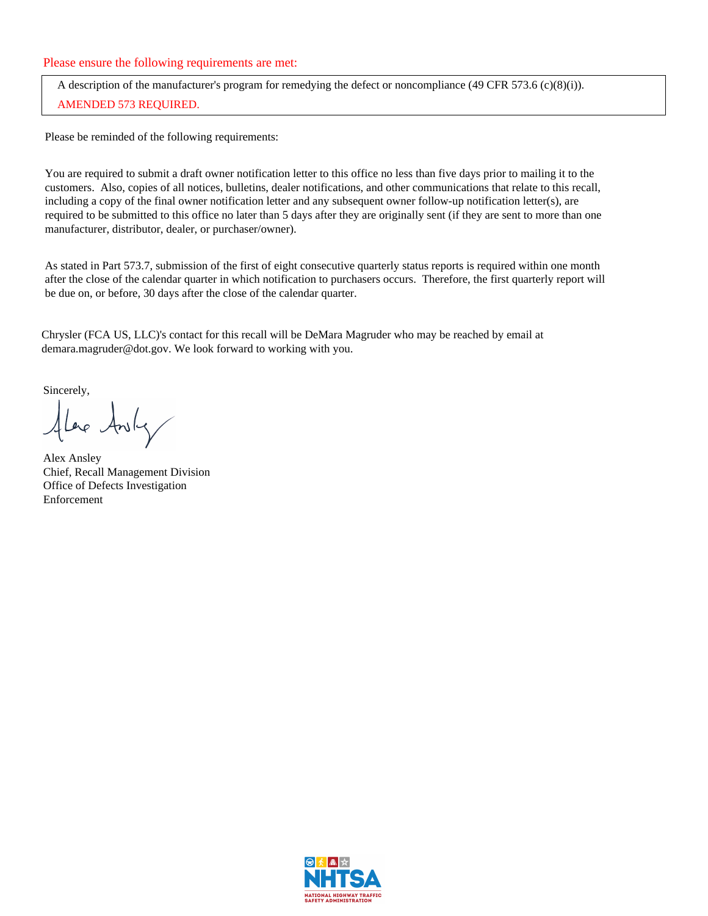Please ensure the following requirements are met:

| |
|---|
| A description of the manufacturer's program for remedying the defect or noncompliance (49 CFR 573.6 (c)(8)(i)). AMENDED 573 REQUIRED. |

Please be reminded of the following requirements:

You are required to submit a draft owner notification letter to this office no less than five days prior to mailing it to the customers. Also, copies of all notices, bulletins, dealer notifications, and other communications that relate to this recall, including a copy of the final owner notification letter and any subsequent owner follow-up notification letter(s), are required to be submitted to this office no later than 5 days after they are originally sent (if they are sent to more than one manufacturer, distributor, dealer, or purchaser/owner).

As stated in Part 573.7, submission of the first of eight consecutive quarterly status reports is required within one month after the close of the calendar quarter in which notification to purchasers occurs. Therefore, the first quarterly report will be due on, or before, 30 days after the close of the calendar quarter.

Chrysler (FCA US, LLC)'s contact for this recall will be DeMara Magruder who may be reached by email at demara.magruder@dot.gov. We look forward to working with you.

Sincerely,

Alex Ansley
Chief, Recall Management Division
Office of Defects Investigation
Enforcement

NHTSA
NATIONAL HIGHWAY TRAFFIC SAFETY ADMINISTRATION